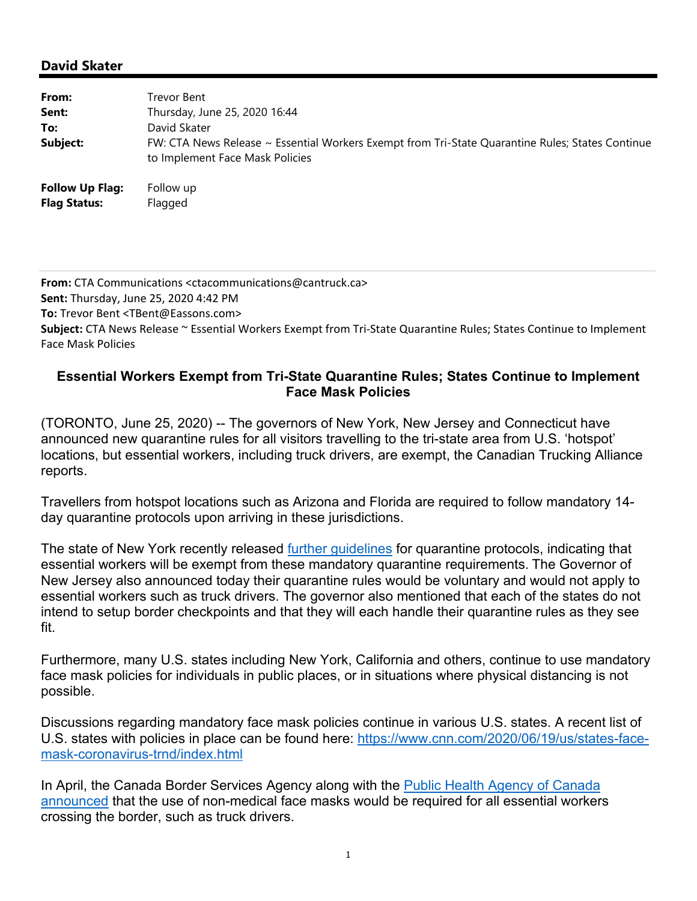**David Skater**

**From:** Trevor Bent
**Sent:** Thursday, June 25, 2020 16:44
**To:** David Skater
**Subject:** FW: CTA News Release ~ Essential Workers Exempt from Tri-State Quarantine Rules; States Continue to Implement Face Mask Policies

**Follow Up Flag:** Follow up
**Flag Status:** Flagged

---

**From:** CTA Communications <ctacommunications@cantruck.ca>
**Sent:** Thursday, June 25, 2020 4:42 PM
**To:** Trevor Bent <TBent@Eassons.com>
**Subject:** CTA News Release ~ Essential Workers Exempt from Tri-State Quarantine Rules; States Continue to Implement Face Mask Policies

**Essential Workers Exempt from Tri-State Quarantine Rules; States Continue to Implement Face Mask Policies**

(TORONTO, June 25, 2020) -- The governors of New York, New Jersey and Connecticut have announced new quarantine rules for all visitors travelling to the tri-state area from U.S. 'hotspot' locations, but essential workers, including truck drivers, are exempt, the Canadian Trucking Alliance reports.

Travellers from hotspot locations such as Arizona and Florida are required to follow mandatory 14-day quarantine protocols upon arriving in these jurisdictions.

The state of New York recently released further guidelines for quarantine protocols, indicating that essential workers will be exempt from these mandatory quarantine requirements. The Governor of New Jersey also announced today their quarantine rules would be voluntary and would not apply to essential workers such as truck drivers. The governor also mentioned that each of the states do not intend to setup border checkpoints and that they will each handle their quarantine rules as they see fit.

Furthermore, many U.S. states including New York, California and others, continue to use mandatory face mask policies for individuals in public places, or in situations where physical distancing is not possible.

Discussions regarding mandatory face mask policies continue in various U.S. states. A recent list of U.S. states with policies in place can be found here: https://www.cnn.com/2020/06/19/us/states-face-mask-coronavirus-trnd/index.html

In April, the Canada Border Services Agency along with the Public Health Agency of Canada announced that the use of non-medical face masks would be required for all essential workers crossing the border, such as truck drivers.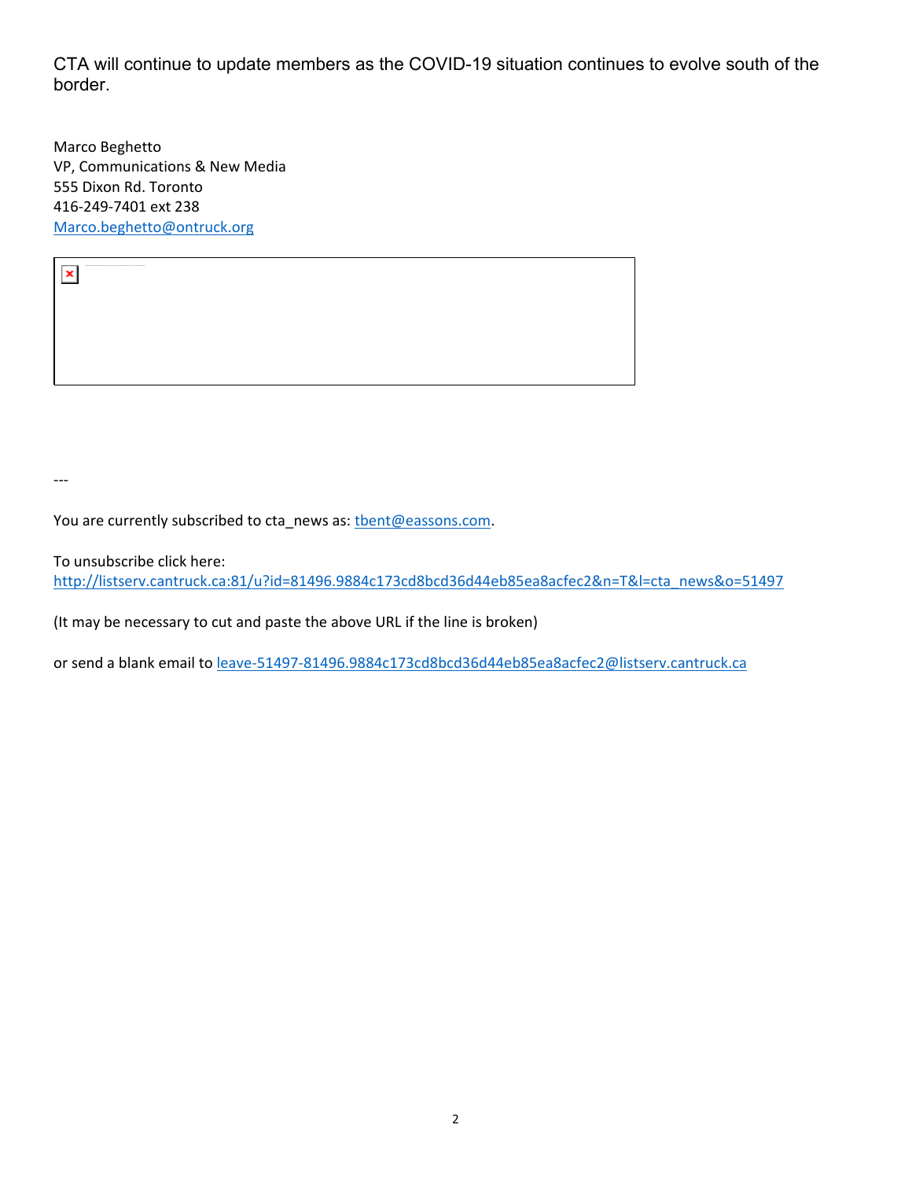CTA will continue to update members as the COVID-19 situation continues to evolve south of the border.

Marco Beghetto
VP, Communications & New Media
555 Dixon Rd. Toronto
416-249-7401 ext 238
Marco.beghetto@ontruck.org

---

You are currently subscribed to cta_news as: tbent@eassons.com.

To unsubscribe click here:
http://listserv.cantruck.ca:81/u?id=81496.9884c173cd8bcd36d44eb85ea8acfec2&n=T&l=cta_news&o=51497

(It may be necessary to cut and paste the above URL if the line is broken)

or send a blank email to leave-51497-81496.9884c173cd8bcd36d44eb85ea8acfec2@listserv.cantruck.ca